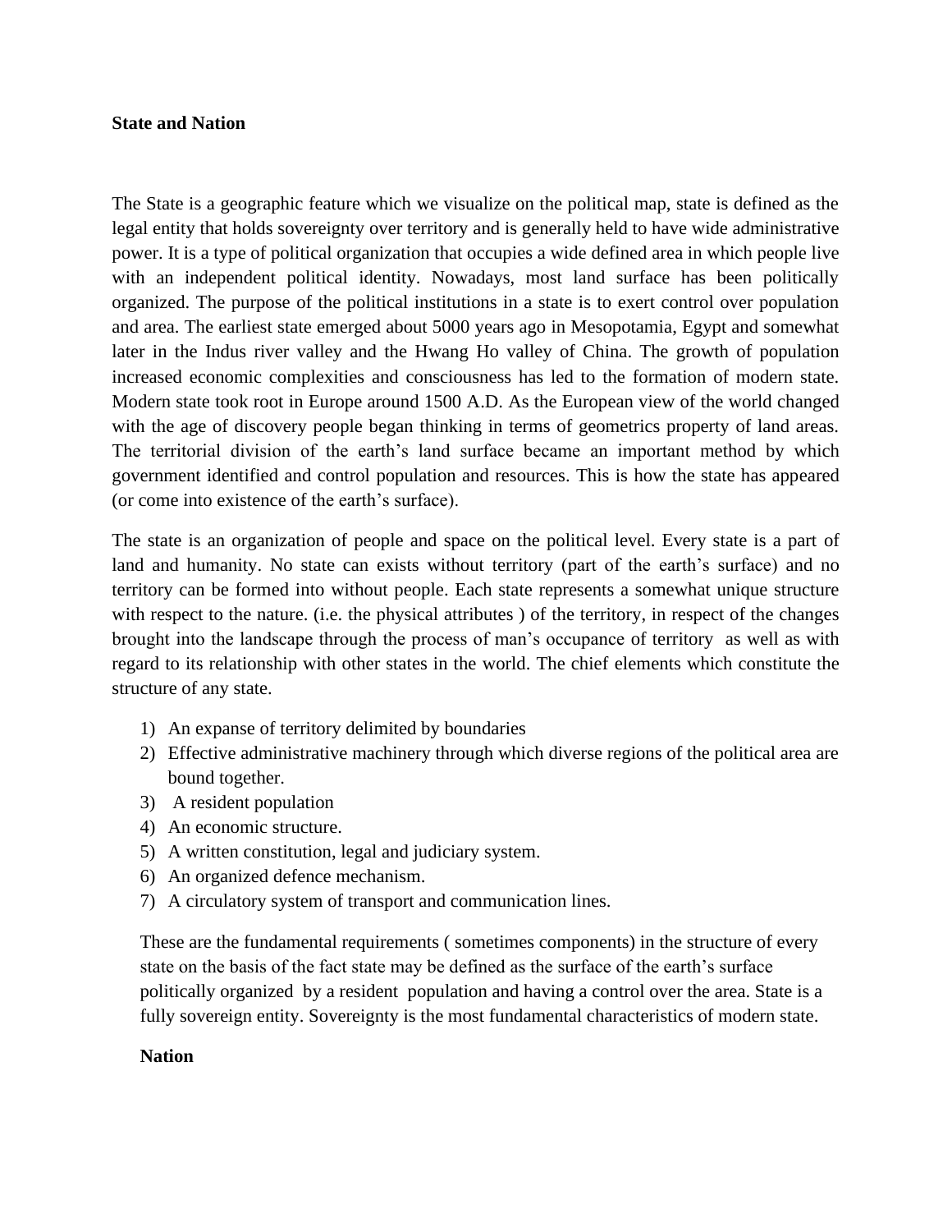**State and Nation**

The State is a geographic feature which we visualize on the political map, state is defined as the legal entity that holds sovereignty over territory and is generally held to have wide administrative power. It is a type of political organization that occupies a wide defined area in which people live with an independent political identity. Nowadays, most land surface has been politically organized. The purpose of the political institutions in a state is to exert control over population and area. The earliest state emerged about 5000 years ago in Mesopotamia, Egypt and somewhat later in the Indus river valley and the Hwang Ho valley of China. The growth of population increased economic complexities and consciousness has led to the formation of modern state. Modern state took root in Europe around 1500 A.D. As the European view of the world changed with the age of discovery people began thinking in terms of geometrics property of land areas. The territorial division of the earth's land surface became an important method by which government identified and control population and resources. This is how the state has appeared (or come into existence of the earth's surface).

The state is an organization of people and space on the political level. Every state is a part of land and humanity. No state can exists without territory (part of the earth's surface) and no territory can be formed into without people. Each state represents a somewhat unique structure with respect to the nature. (i.e. the physical attributes ) of the territory, in respect of the changes brought into the landscape through the process of man's occupance of territory as well as with regard to its relationship with other states in the world. The chief elements which constitute the structure of any state.

1) An expanse of territory delimited by boundaries
2) Effective administrative machinery through which diverse regions of the political area are bound together.
3) A resident population
4) An economic structure.
5) A written constitution, legal and judiciary system.
6) An organized defence mechanism.
7) A circulatory system of transport and communication lines.

These are the fundamental requirements ( sometimes components) in the structure of every state on the basis of the fact state may be defined as the surface of the earth's surface politically organized by a resident population and having a control over the area. State is a fully sovereign entity. Sovereignty is the most fundamental characteristics of modern state.

**Nation**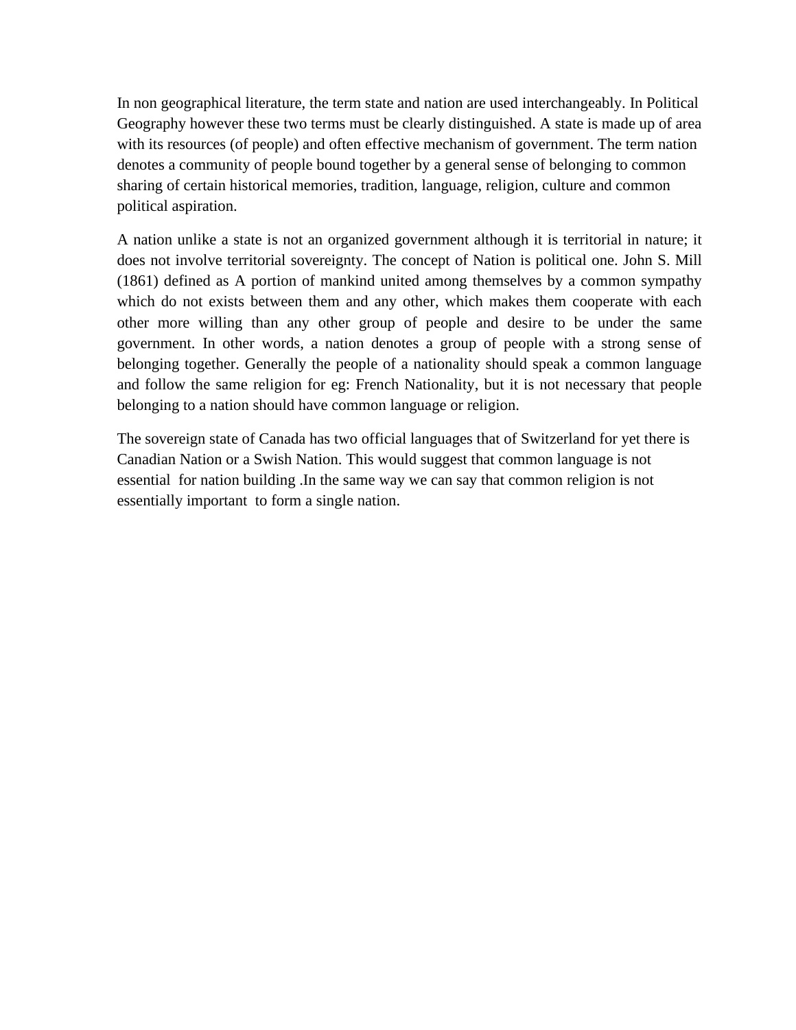In non geographical literature, the term state and nation are used interchangeably. In Political Geography however these two terms must be clearly distinguished. A state is made up of area with its resources (of people) and often effective mechanism of government. The term nation denotes a community of people bound together by a general sense of belonging to common sharing of certain historical memories, tradition, language, religion, culture and common political aspiration.

A nation unlike a state is not an organized government although it is territorial in nature; it does not involve territorial sovereignty. The concept of Nation is political one. John S. Mill (1861) defined as A portion of mankind united among themselves by a common sympathy which do not exists between them and any other, which makes them cooperate with each other more willing than any other group of people and desire to be under the same government. In other words, a nation denotes a group of people with a strong sense of belonging together. Generally the people of a nationality should speak a common language and follow the same religion for eg: French Nationality, but it is not necessary that people belonging to a nation should have common language or religion.

The sovereign state of Canada has two official languages that of Switzerland for yet there is Canadian Nation or a Swish Nation. This would suggest that common language is not essential for nation building .In the same way we can say that common religion is not essentially important to form a single nation.